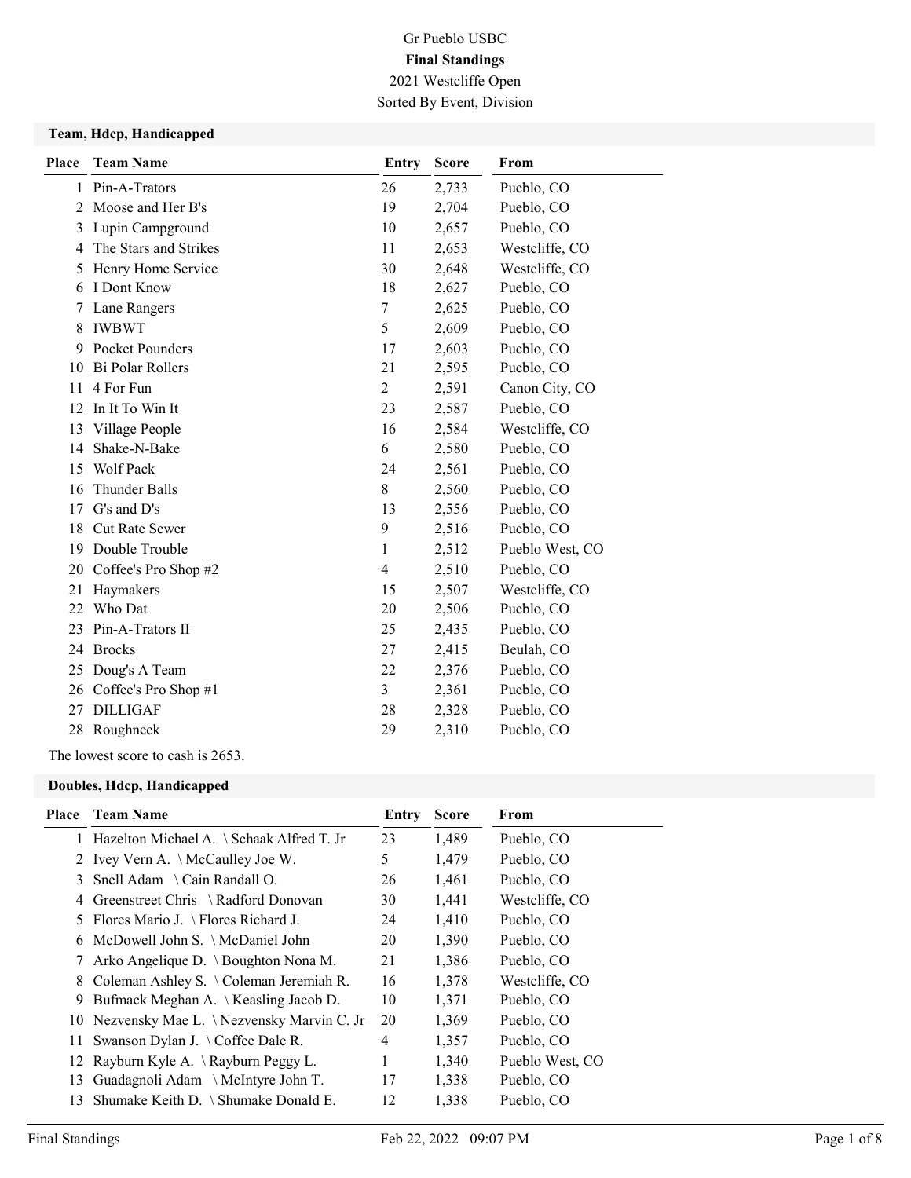Gr Pueblo USBC

**Final Standings**

2021 Westcliffe Open

Sorted By Event, Division

### Team, Hdcp, Handicapped

| Place | Team Name | Entry | Score | From |
|---|---|---|---|---|
| 1 | Pin-A-Trators | 26 | 2,733 | Pueblo, CO |
| 2 | Moose and Her B's | 19 | 2,704 | Pueblo, CO |
| 3 | Lupin Campground | 10 | 2,657 | Pueblo, CO |
| 4 | The Stars and Strikes | 11 | 2,653 | Westcliffe, CO |
| 5 | Henry Home Service | 30 | 2,648 | Westcliffe, CO |
| 6 | I Dont Know | 18 | 2,627 | Pueblo, CO |
| 7 | Lane Rangers | 7 | 2,625 | Pueblo, CO |
| 8 | IWBWT | 5 | 2,609 | Pueblo, CO |
| 9 | Pocket Pounders | 17 | 2,603 | Pueblo, CO |
| 10 | Bi Polar Rollers | 21 | 2,595 | Pueblo, CO |
| 11 | 4 For Fun | 2 | 2,591 | Canon City, CO |
| 12 | In It To Win It | 23 | 2,587 | Pueblo, CO |
| 13 | Village People | 16 | 2,584 | Westcliffe, CO |
| 14 | Shake-N-Bake | 6 | 2,580 | Pueblo, CO |
| 15 | Wolf Pack | 24 | 2,561 | Pueblo, CO |
| 16 | Thunder Balls | 8 | 2,560 | Pueblo, CO |
| 17 | G's and D's | 13 | 2,556 | Pueblo, CO |
| 18 | Cut Rate Sewer | 9 | 2,516 | Pueblo, CO |
| 19 | Double Trouble | 1 | 2,512 | Pueblo West, CO |
| 20 | Coffee's Pro Shop #2 | 4 | 2,510 | Pueblo, CO |
| 21 | Haymakers | 15 | 2,507 | Westcliffe, CO |
| 22 | Who Dat | 20 | 2,506 | Pueblo, CO |
| 23 | Pin-A-Trators II | 25 | 2,435 | Pueblo, CO |
| 24 | Brocks | 27 | 2,415 | Beulah, CO |
| 25 | Doug's A Team | 22 | 2,376 | Pueblo, CO |
| 26 | Coffee's Pro Shop #1 | 3 | 2,361 | Pueblo, CO |
| 27 | DILLIGAF | 28 | 2,328 | Pueblo, CO |
| 28 | Roughneck | 29 | 2,310 | Pueblo, CO |

The lowest score to cash is 2653.

### Doubles, Hdcp, Handicapped

| Place | Team Name | Entry | Score | From |
|---|---|---|---|---|
| 1 | Hazelton Michael A. \ Schaak Alfred T. Jr | 23 | 1,489 | Pueblo, CO |
| 2 | Ivey Vern A. \ McCaulley Joe W. | 5 | 1,479 | Pueblo, CO |
| 3 | Snell Adam \ Cain Randall O. | 26 | 1,461 | Pueblo, CO |
| 4 | Greenstreet Chris \ Radford Donovan | 30 | 1,441 | Westcliffe, CO |
| 5 | Flores Mario J. \ Flores Richard J. | 24 | 1,410 | Pueblo, CO |
| 6 | McDowell John S. \ McDaniel John | 20 | 1,390 | Pueblo, CO |
| 7 | Arko Angelique D. \ Boughton Nona M. | 21 | 1,386 | Pueblo, CO |
| 8 | Coleman Ashley S. \ Coleman Jeremiah R. | 16 | 1,378 | Westcliffe, CO |
| 9 | Bufmack Meghan A. \ Keasling Jacob D. | 10 | 1,371 | Pueblo, CO |
| 10 | Nezvensky Mae L. \ Nezvensky Marvin C. Jr | 20 | 1,369 | Pueblo, CO |
| 11 | Swanson Dylan J. \ Coffee Dale R. | 4 | 1,357 | Pueblo, CO |
| 12 | Rayburn Kyle A. \ Rayburn Peggy L. | 1 | 1,340 | Pueblo West, CO |
| 13 | Guadagnoli Adam \ McIntyre John T. | 17 | 1,338 | Pueblo, CO |
| 13 | Shumake Keith D. \ Shumake Donald E. | 12 | 1,338 | Pueblo, CO |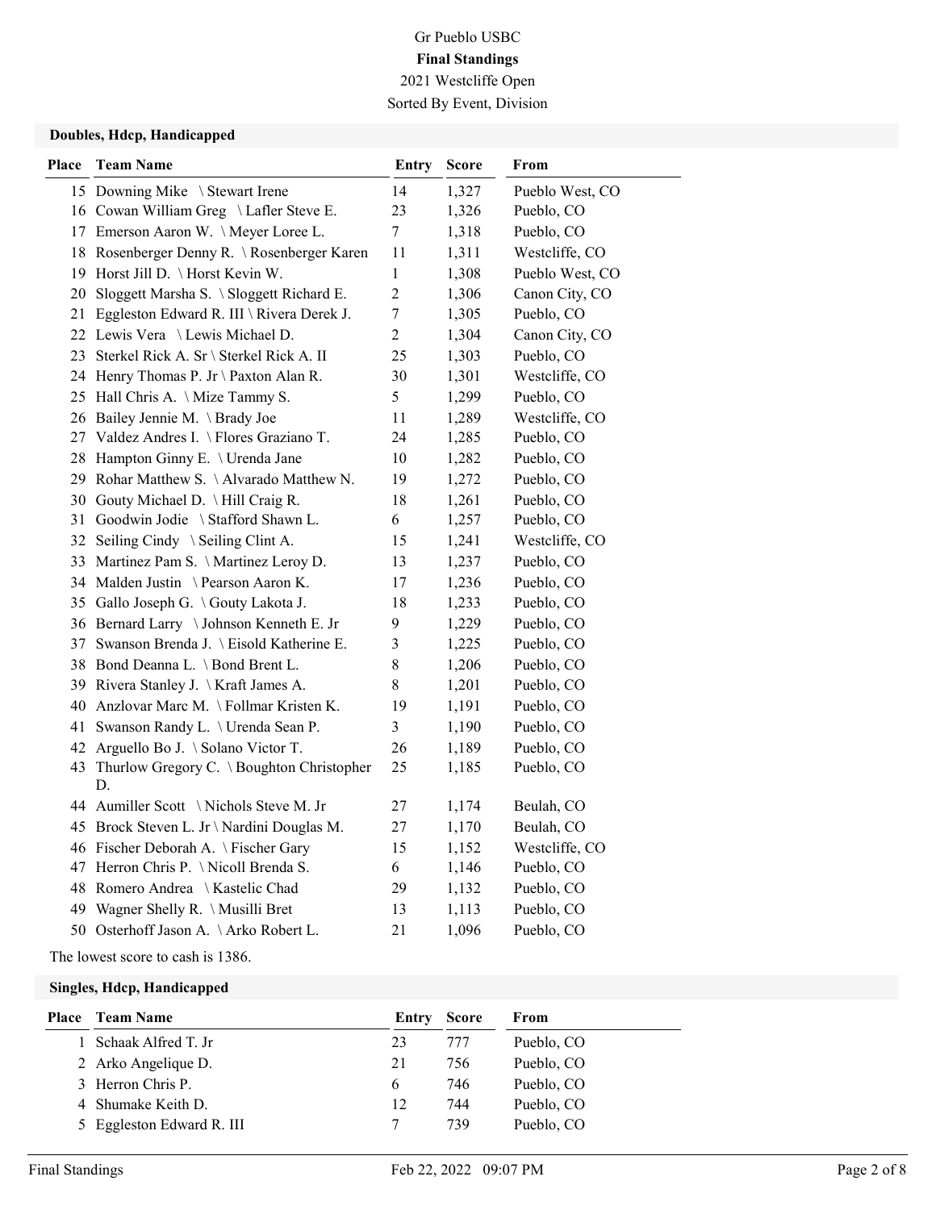Gr Pueblo USBC

**Final Standings**

2021 Westcliffe Open

Sorted By Event, Division

### Doubles, Hdcp, Handicapped

| Place | Team Name | Entry | Score | From |
|---|---|---|---|---|
| 15 | Downing Mike \ Stewart Irene | 14 | 1,327 | Pueblo West, CO |
| 16 | Cowan William Greg \ Lafler Steve E. | 23 | 1,326 | Pueblo, CO |
| 17 | Emerson Aaron W. \ Meyer Loree L. | 7 | 1,318 | Pueblo, CO |
| 18 | Rosenberger Denny R. \ Rosenberger Karen | 11 | 1,311 | Westcliffe, CO |
| 19 | Horst Jill D. \ Horst Kevin W. | 1 | 1,308 | Pueblo West, CO |
| 20 | Sloggett Marsha S. \ Sloggett Richard E. | 2 | 1,306 | Canon City, CO |
| 21 | Eggleston Edward R. III \ Rivera Derek J. | 7 | 1,305 | Pueblo, CO |
| 22 | Lewis Vera \ Lewis Michael D. | 2 | 1,304 | Canon City, CO |
| 23 | Sterkel Rick A. Sr \ Sterkel Rick A. II | 25 | 1,303 | Pueblo, CO |
| 24 | Henry Thomas P. Jr \ Paxton Alan R. | 30 | 1,301 | Westcliffe, CO |
| 25 | Hall Chris A. \ Mize Tammy S. | 5 | 1,299 | Pueblo, CO |
| 26 | Bailey Jennie M. \ Brady Joe | 11 | 1,289 | Westcliffe, CO |
| 27 | Valdez Andres I. \ Flores Graziano T. | 24 | 1,285 | Pueblo, CO |
| 28 | Hampton Ginny E. \ Urenda Jane | 10 | 1,282 | Pueblo, CO |
| 29 | Rohar Matthew S. \ Alvarado Matthew N. | 19 | 1,272 | Pueblo, CO |
| 30 | Gouty Michael D. \ Hill Craig R. | 18 | 1,261 | Pueblo, CO |
| 31 | Goodwin Jodie \ Stafford Shawn L. | 6 | 1,257 | Pueblo, CO |
| 32 | Seiling Cindy \ Seiling Clint A. | 15 | 1,241 | Westcliffe, CO |
| 33 | Martinez Pam S. \ Martinez Leroy D. | 13 | 1,237 | Pueblo, CO |
| 34 | Malden Justin \ Pearson Aaron K. | 17 | 1,236 | Pueblo, CO |
| 35 | Gallo Joseph G. \ Gouty Lakota J. | 18 | 1,233 | Pueblo, CO |
| 36 | Bernard Larry \ Johnson Kenneth E. Jr | 9 | 1,229 | Pueblo, CO |
| 37 | Swanson Brenda J. \ Eisold Katherine E. | 3 | 1,225 | Pueblo, CO |
| 38 | Bond Deanna L. \ Bond Brent L. | 8 | 1,206 | Pueblo, CO |
| 39 | Rivera Stanley J. \ Kraft James A. | 8 | 1,201 | Pueblo, CO |
| 40 | Anzlovar Marc M. \ Follmar Kristen K. | 19 | 1,191 | Pueblo, CO |
| 41 | Swanson Randy L. \ Urenda Sean P. | 3 | 1,190 | Pueblo, CO |
| 42 | Arguello Bo J. \ Solano Victor T. | 26 | 1,189 | Pueblo, CO |
| 43 | Thurlow Gregory C. \ Boughton Christopher D. | 25 | 1,185 | Pueblo, CO |
| 44 | Aumiller Scott \ Nichols Steve M. Jr | 27 | 1,174 | Beulah, CO |
| 45 | Brock Steven L. Jr \ Nardini Douglas M. | 27 | 1,170 | Beulah, CO |
| 46 | Fischer Deborah A. \ Fischer Gary | 15 | 1,152 | Westcliffe, CO |
| 47 | Herron Chris P. \ Nicoll Brenda S. | 6 | 1,146 | Pueblo, CO |
| 48 | Romero Andrea \ Kastelic Chad | 29 | 1,132 | Pueblo, CO |
| 49 | Wagner Shelly R. \ Musilli Bret | 13 | 1,113 | Pueblo, CO |
| 50 | Osterhoff Jason A. \ Arko Robert L. | 21 | 1,096 | Pueblo, CO |

The lowest score to cash is 1386.

### Singles, Hdcp, Handicapped

| Place | Team Name | Entry | Score | From |
|---|---|---|---|---|
| 1 | Schaak Alfred T. Jr | 23 | 777 | Pueblo, CO |
| 2 | Arko Angelique D. | 21 | 756 | Pueblo, CO |
| 3 | Herron Chris P. | 6 | 746 | Pueblo, CO |
| 4 | Shumake Keith D. | 12 | 744 | Pueblo, CO |
| 5 | Eggleston Edward R. III | 7 | 739 | Pueblo, CO |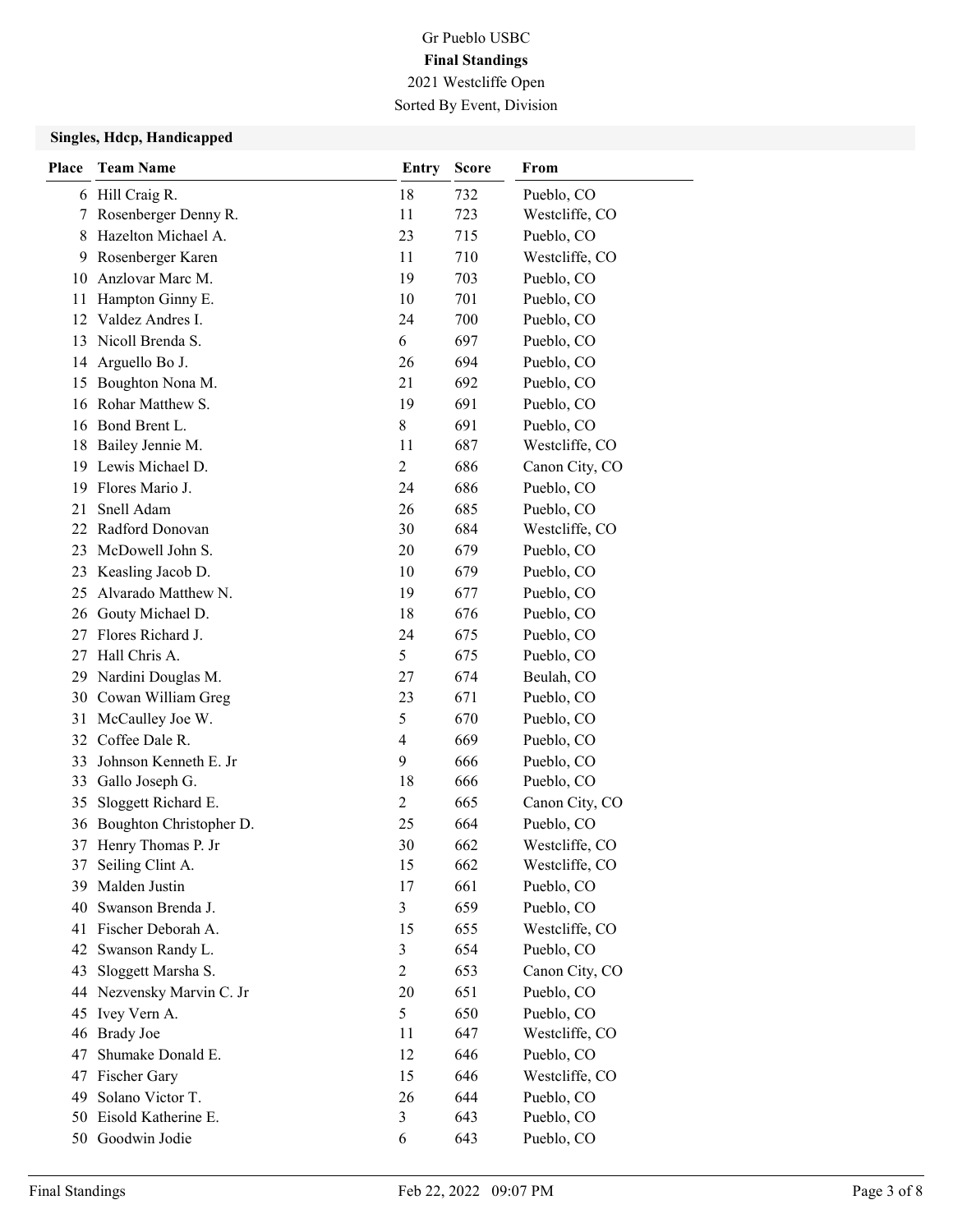# Gr Pueblo USBC

**Final Standings**

2021 Westcliffe Open

Sorted By Event, Division

### Singles, Hdcp, Handicapped

| Place | Team Name | Entry | Score | From |
|---|---|---|---|---|
| 6 | Hill Craig R. | 18 | 732 | Pueblo, CO |
| 7 | Rosenberger Denny R. | 11 | 723 | Westcliffe, CO |
| 8 | Hazelton Michael A. | 23 | 715 | Pueblo, CO |
| 9 | Rosenberger Karen | 11 | 710 | Westcliffe, CO |
| 10 | Anzlovar Marc M. | 19 | 703 | Pueblo, CO |
| 11 | Hampton Ginny E. | 10 | 701 | Pueblo, CO |
| 12 | Valdez Andres I. | 24 | 700 | Pueblo, CO |
| 13 | Nicoll Brenda S. | 6 | 697 | Pueblo, CO |
| 14 | Arguello Bo J. | 26 | 694 | Pueblo, CO |
| 15 | Boughton Nona M. | 21 | 692 | Pueblo, CO |
| 16 | Rohar Matthew S. | 19 | 691 | Pueblo, CO |
| 16 | Bond Brent L. | 8 | 691 | Pueblo, CO |
| 18 | Bailey Jennie M. | 11 | 687 | Westcliffe, CO |
| 19 | Lewis Michael D. | 2 | 686 | Canon City, CO |
| 19 | Flores Mario J. | 24 | 686 | Pueblo, CO |
| 21 | Snell Adam | 26 | 685 | Pueblo, CO |
| 22 | Radford Donovan | 30 | 684 | Westcliffe, CO |
| 23 | McDowell John S. | 20 | 679 | Pueblo, CO |
| 23 | Keasling Jacob D. | 10 | 679 | Pueblo, CO |
| 25 | Alvarado Matthew N. | 19 | 677 | Pueblo, CO |
| 26 | Gouty Michael D. | 18 | 676 | Pueblo, CO |
| 27 | Flores Richard J. | 24 | 675 | Pueblo, CO |
| 27 | Hall Chris A. | 5 | 675 | Pueblo, CO |
| 29 | Nardini Douglas M. | 27 | 674 | Beulah, CO |
| 30 | Cowan William Greg | 23 | 671 | Pueblo, CO |
| 31 | McCaulley Joe W. | 5 | 670 | Pueblo, CO |
| 32 | Coffee Dale R. | 4 | 669 | Pueblo, CO |
| 33 | Johnson Kenneth E. Jr | 9 | 666 | Pueblo, CO |
| 33 | Gallo Joseph G. | 18 | 666 | Pueblo, CO |
| 35 | Sloggett Richard E. | 2 | 665 | Canon City, CO |
| 36 | Boughton Christopher D. | 25 | 664 | Pueblo, CO |
| 37 | Henry Thomas P. Jr | 30 | 662 | Westcliffe, CO |
| 37 | Seiling Clint A. | 15 | 662 | Westcliffe, CO |
| 39 | Malden Justin | 17 | 661 | Pueblo, CO |
| 40 | Swanson Brenda J. | 3 | 659 | Pueblo, CO |
| 41 | Fischer Deborah A. | 15 | 655 | Westcliffe, CO |
| 42 | Swanson Randy L. | 3 | 654 | Pueblo, CO |
| 43 | Sloggett Marsha S. | 2 | 653 | Canon City, CO |
| 44 | Nezvensky Marvin C. Jr | 20 | 651 | Pueblo, CO |
| 45 | Ivey Vern A. | 5 | 650 | Pueblo, CO |
| 46 | Brady Joe | 11 | 647 | Westcliffe, CO |
| 47 | Shumake Donald E. | 12 | 646 | Pueblo, CO |
| 47 | Fischer Gary | 15 | 646 | Westcliffe, CO |
| 49 | Solano Victor T. | 26 | 644 | Pueblo, CO |
| 50 | Eisold Katherine E. | 3 | 643 | Pueblo, CO |
| 50 | Goodwin Jodie | 6 | 643 | Pueblo, CO |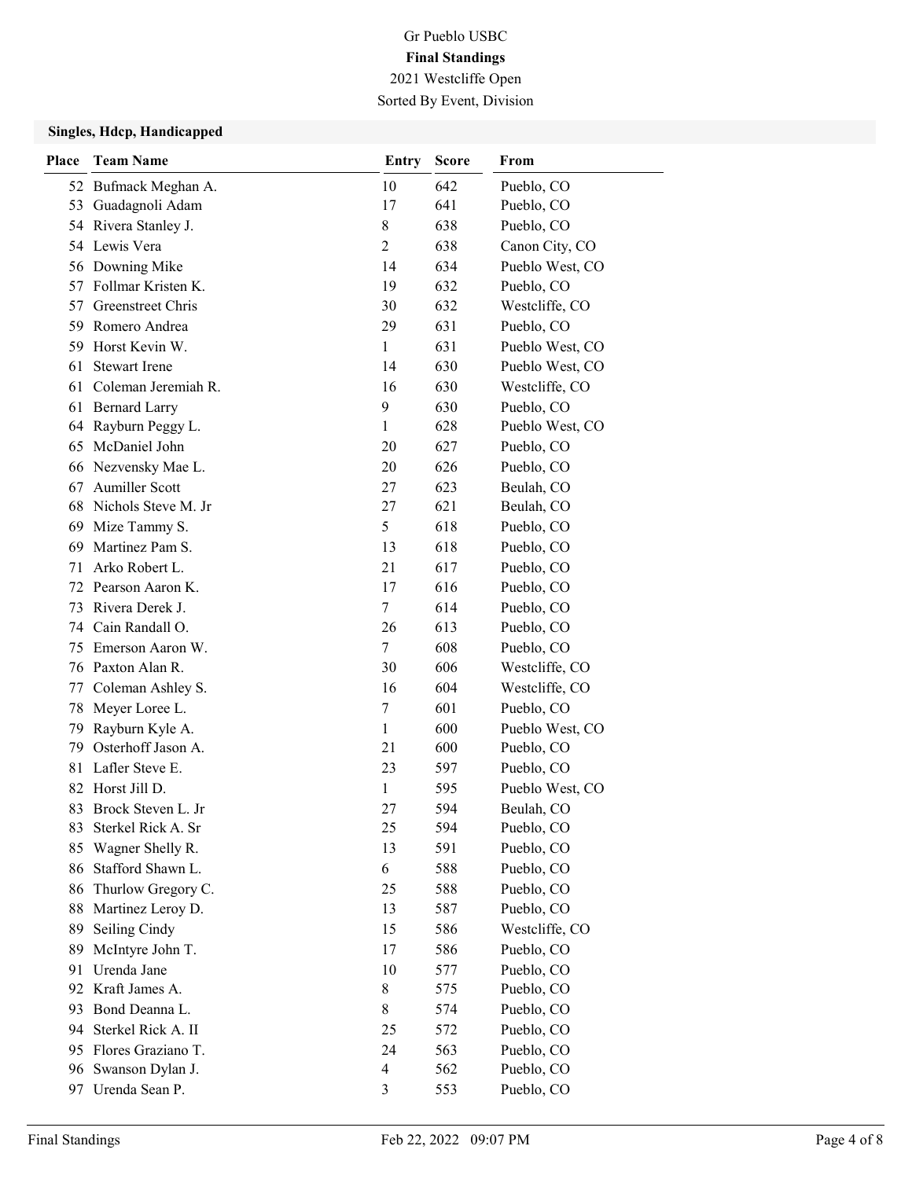# Gr Pueblo USBC

**Final Standings**

2021 Westcliffe Open

Sorted By Event, Division

### Singles, Hdcp, Handicapped

| Place | Team Name | Entry | Score | From |
|---|---|---|---|---|
| 52 | Bufmack Meghan A. | 10 | 642 | Pueblo, CO |
| 53 | Guadagnoli Adam | 17 | 641 | Pueblo, CO |
| 54 | Rivera Stanley J. | 8 | 638 | Pueblo, CO |
| 54 | Lewis Vera | 2 | 638 | Canon City, CO |
| 56 | Downing Mike | 14 | 634 | Pueblo West, CO |
| 57 | Follmar Kristen K. | 19 | 632 | Pueblo, CO |
| 57 | Greenstreet Chris | 30 | 632 | Westcliffe, CO |
| 59 | Romero Andrea | 29 | 631 | Pueblo, CO |
| 59 | Horst Kevin W. | 1 | 631 | Pueblo West, CO |
| 61 | Stewart Irene | 14 | 630 | Pueblo West, CO |
| 61 | Coleman Jeremiah R. | 16 | 630 | Westcliffe, CO |
| 61 | Bernard Larry | 9 | 630 | Pueblo, CO |
| 64 | Rayburn Peggy L. | 1 | 628 | Pueblo West, CO |
| 65 | McDaniel John | 20 | 627 | Pueblo, CO |
| 66 | Nezvensky Mae L. | 20 | 626 | Pueblo, CO |
| 67 | Aumiller Scott | 27 | 623 | Beulah, CO |
| 68 | Nichols Steve M. Jr | 27 | 621 | Beulah, CO |
| 69 | Mize Tammy S. | 5 | 618 | Pueblo, CO |
| 69 | Martinez Pam S. | 13 | 618 | Pueblo, CO |
| 71 | Arko Robert L. | 21 | 617 | Pueblo, CO |
| 72 | Pearson Aaron K. | 17 | 616 | Pueblo, CO |
| 73 | Rivera Derek J. | 7 | 614 | Pueblo, CO |
| 74 | Cain Randall O. | 26 | 613 | Pueblo, CO |
| 75 | Emerson Aaron W. | 7 | 608 | Pueblo, CO |
| 76 | Paxton Alan R. | 30 | 606 | Westcliffe, CO |
| 77 | Coleman Ashley S. | 16 | 604 | Westcliffe, CO |
| 78 | Meyer Loree L. | 7 | 601 | Pueblo, CO |
| 79 | Rayburn Kyle A. | 1 | 600 | Pueblo West, CO |
| 79 | Osterhoff Jason A. | 21 | 600 | Pueblo, CO |
| 81 | Lafler Steve E. | 23 | 597 | Pueblo, CO |
| 82 | Horst Jill D. | 1 | 595 | Pueblo West, CO |
| 83 | Brock Steven L. Jr | 27 | 594 | Beulah, CO |
| 83 | Sterkel Rick A. Sr | 25 | 594 | Pueblo, CO |
| 85 | Wagner Shelly R. | 13 | 591 | Pueblo, CO |
| 86 | Stafford Shawn L. | 6 | 588 | Pueblo, CO |
| 86 | Thurlow Gregory C. | 25 | 588 | Pueblo, CO |
| 88 | Martinez Leroy D. | 13 | 587 | Pueblo, CO |
| 89 | Seiling Cindy | 15 | 586 | Westcliffe, CO |
| 89 | McIntyre John T. | 17 | 586 | Pueblo, CO |
| 91 | Urenda Jane | 10 | 577 | Pueblo, CO |
| 92 | Kraft James A. | 8 | 575 | Pueblo, CO |
| 93 | Bond Deanna L. | 8 | 574 | Pueblo, CO |
| 94 | Sterkel Rick A. II | 25 | 572 | Pueblo, CO |
| 95 | Flores Graziano T. | 24 | 563 | Pueblo, CO |
| 96 | Swanson Dylan J. | 4 | 562 | Pueblo, CO |
| 97 | Urenda Sean P. | 3 | 553 | Pueblo, CO |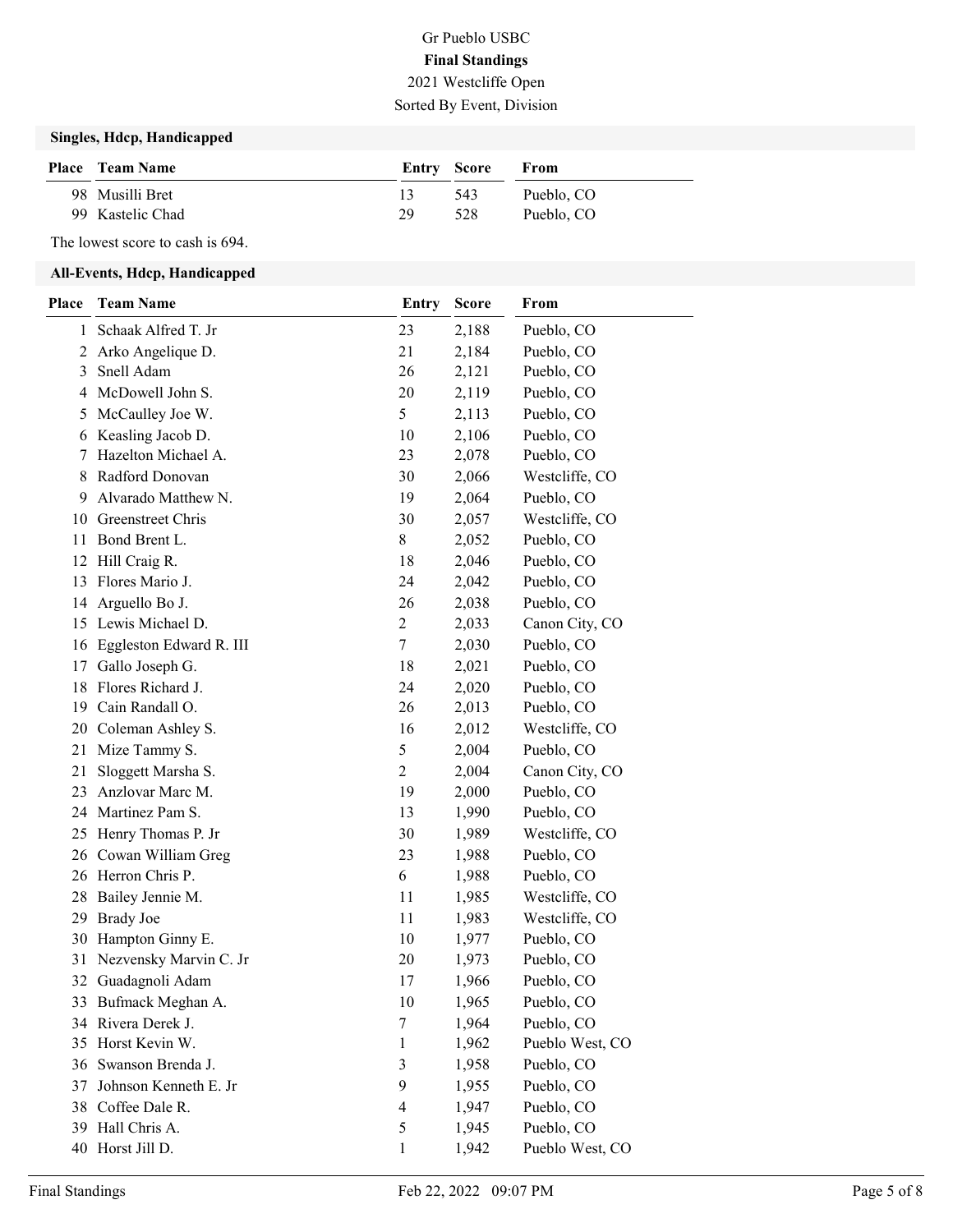Gr Pueblo USBC

**Final Standings**

2021 Westcliffe Open

Sorted By Event, Division

### Singles, Hdcp, Handicapped

| Place | Team Name | Entry | Score | From |
|---|---|---|---|---|
| 98 | Musilli Bret | 13 | 543 | Pueblo, CO |
| 99 | Kastelic Chad | 29 | 528 | Pueblo, CO |

The lowest score to cash is 694.

### All-Events, Hdcp, Handicapped

| Place | Team Name | Entry | Score | From |
|---|---|---|---|---|
| 1 | Schaak Alfred T. Jr | 23 | 2,188 | Pueblo, CO |
| 2 | Arko Angelique D. | 21 | 2,184 | Pueblo, CO |
| 3 | Snell Adam | 26 | 2,121 | Pueblo, CO |
| 4 | McDowell John S. | 20 | 2,119 | Pueblo, CO |
| 5 | McCaulley Joe W. | 5 | 2,113 | Pueblo, CO |
| 6 | Keasling Jacob D. | 10 | 2,106 | Pueblo, CO |
| 7 | Hazelton Michael A. | 23 | 2,078 | Pueblo, CO |
| 8 | Radford Donovan | 30 | 2,066 | Westcliffe, CO |
| 9 | Alvarado Matthew N. | 19 | 2,064 | Pueblo, CO |
| 10 | Greenstreet Chris | 30 | 2,057 | Westcliffe, CO |
| 11 | Bond Brent L. | 8 | 2,052 | Pueblo, CO |
| 12 | Hill Craig R. | 18 | 2,046 | Pueblo, CO |
| 13 | Flores Mario J. | 24 | 2,042 | Pueblo, CO |
| 14 | Arguello Bo J. | 26 | 2,038 | Pueblo, CO |
| 15 | Lewis Michael D. | 2 | 2,033 | Canon City, CO |
| 16 | Eggleston Edward R. III | 7 | 2,030 | Pueblo, CO |
| 17 | Gallo Joseph G. | 18 | 2,021 | Pueblo, CO |
| 18 | Flores Richard J. | 24 | 2,020 | Pueblo, CO |
| 19 | Cain Randall O. | 26 | 2,013 | Pueblo, CO |
| 20 | Coleman Ashley S. | 16 | 2,012 | Westcliffe, CO |
| 21 | Mize Tammy S. | 5 | 2,004 | Pueblo, CO |
| 21 | Sloggett Marsha S. | 2 | 2,004 | Canon City, CO |
| 23 | Anzlovar Marc M. | 19 | 2,000 | Pueblo, CO |
| 24 | Martinez Pam S. | 13 | 1,990 | Pueblo, CO |
| 25 | Henry Thomas P. Jr | 30 | 1,989 | Westcliffe, CO |
| 26 | Cowan William Greg | 23 | 1,988 | Pueblo, CO |
| 26 | Herron Chris P. | 6 | 1,988 | Pueblo, CO |
| 28 | Bailey Jennie M. | 11 | 1,985 | Westcliffe, CO |
| 29 | Brady Joe | 11 | 1,983 | Westcliffe, CO |
| 30 | Hampton Ginny E. | 10 | 1,977 | Pueblo, CO |
| 31 | Nezvensky Marvin C. Jr | 20 | 1,973 | Pueblo, CO |
| 32 | Guadagnoli Adam | 17 | 1,966 | Pueblo, CO |
| 33 | Bufmack Meghan A. | 10 | 1,965 | Pueblo, CO |
| 34 | Rivera Derek J. | 7 | 1,964 | Pueblo, CO |
| 35 | Horst Kevin W. | 1 | 1,962 | Pueblo West, CO |
| 36 | Swanson Brenda J. | 3 | 1,958 | Pueblo, CO |
| 37 | Johnson Kenneth E. Jr | 9 | 1,955 | Pueblo, CO |
| 38 | Coffee Dale R. | 4 | 1,947 | Pueblo, CO |
| 39 | Hall Chris A. | 5 | 1,945 | Pueblo, CO |
| 40 | Horst Jill D. | 1 | 1,942 | Pueblo West, CO |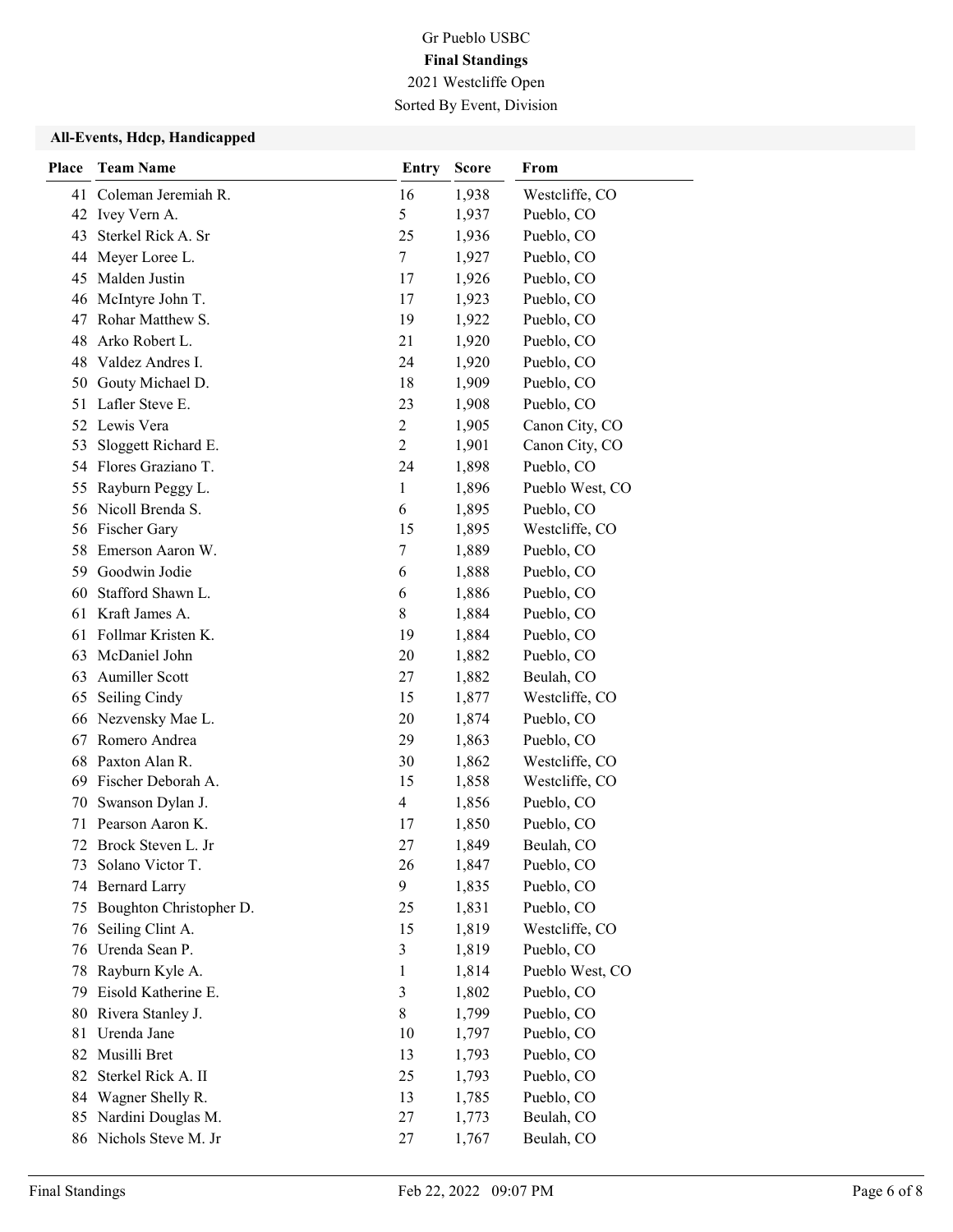Gr Pueblo USBC

**Final Standings**

2021 Westcliffe Open

Sorted By Event, Division

### All-Events, Hdcp, Handicapped

| Place | Team Name | Entry | Score | From |
|---|---|---|---|---|
| 41 | Coleman Jeremiah R. | 16 | 1,938 | Westcliffe, CO |
| 42 | Ivey Vern A. | 5 | 1,937 | Pueblo, CO |
| 43 | Sterkel Rick A. Sr | 25 | 1,936 | Pueblo, CO |
| 44 | Meyer Loree L. | 7 | 1,927 | Pueblo, CO |
| 45 | Malden Justin | 17 | 1,926 | Pueblo, CO |
| 46 | McIntyre John T. | 17 | 1,923 | Pueblo, CO |
| 47 | Rohar Matthew S. | 19 | 1,922 | Pueblo, CO |
| 48 | Arko Robert L. | 21 | 1,920 | Pueblo, CO |
| 48 | Valdez Andres I. | 24 | 1,920 | Pueblo, CO |
| 50 | Gouty Michael D. | 18 | 1,909 | Pueblo, CO |
| 51 | Lafler Steve E. | 23 | 1,908 | Pueblo, CO |
| 52 | Lewis Vera | 2 | 1,905 | Canon City, CO |
| 53 | Sloggett Richard E. | 2 | 1,901 | Canon City, CO |
| 54 | Flores Graziano T. | 24 | 1,898 | Pueblo, CO |
| 55 | Rayburn Peggy L. | 1 | 1,896 | Pueblo West, CO |
| 56 | Nicoll Brenda S. | 6 | 1,895 | Pueblo, CO |
| 56 | Fischer Gary | 15 | 1,895 | Westcliffe, CO |
| 58 | Emerson Aaron W. | 7 | 1,889 | Pueblo, CO |
| 59 | Goodwin Jodie | 6 | 1,888 | Pueblo, CO |
| 60 | Stafford Shawn L. | 6 | 1,886 | Pueblo, CO |
| 61 | Kraft James A. | 8 | 1,884 | Pueblo, CO |
| 61 | Follmar Kristen K. | 19 | 1,884 | Pueblo, CO |
| 63 | McDaniel John | 20 | 1,882 | Pueblo, CO |
| 63 | Aumiller Scott | 27 | 1,882 | Beulah, CO |
| 65 | Seiling Cindy | 15 | 1,877 | Westcliffe, CO |
| 66 | Nezvensky Mae L. | 20 | 1,874 | Pueblo, CO |
| 67 | Romero Andrea | 29 | 1,863 | Pueblo, CO |
| 68 | Paxton Alan R. | 30 | 1,862 | Westcliffe, CO |
| 69 | Fischer Deborah A. | 15 | 1,858 | Westcliffe, CO |
| 70 | Swanson Dylan J. | 4 | 1,856 | Pueblo, CO |
| 71 | Pearson Aaron K. | 17 | 1,850 | Pueblo, CO |
| 72 | Brock Steven L. Jr | 27 | 1,849 | Beulah, CO |
| 73 | Solano Victor T. | 26 | 1,847 | Pueblo, CO |
| 74 | Bernard Larry | 9 | 1,835 | Pueblo, CO |
| 75 | Boughton Christopher D. | 25 | 1,831 | Pueblo, CO |
| 76 | Seiling Clint A. | 15 | 1,819 | Westcliffe, CO |
| 76 | Urenda Sean P. | 3 | 1,819 | Pueblo, CO |
| 78 | Rayburn Kyle A. | 1 | 1,814 | Pueblo West, CO |
| 79 | Eisold Katherine E. | 3 | 1,802 | Pueblo, CO |
| 80 | Rivera Stanley J. | 8 | 1,799 | Pueblo, CO |
| 81 | Urenda Jane | 10 | 1,797 | Pueblo, CO |
| 82 | Musilli Bret | 13 | 1,793 | Pueblo, CO |
| 82 | Sterkel Rick A. II | 25 | 1,793 | Pueblo, CO |
| 84 | Wagner Shelly R. | 13 | 1,785 | Pueblo, CO |
| 85 | Nardini Douglas M. | 27 | 1,773 | Beulah, CO |
| 86 | Nichols Steve M. Jr | 27 | 1,767 | Beulah, CO |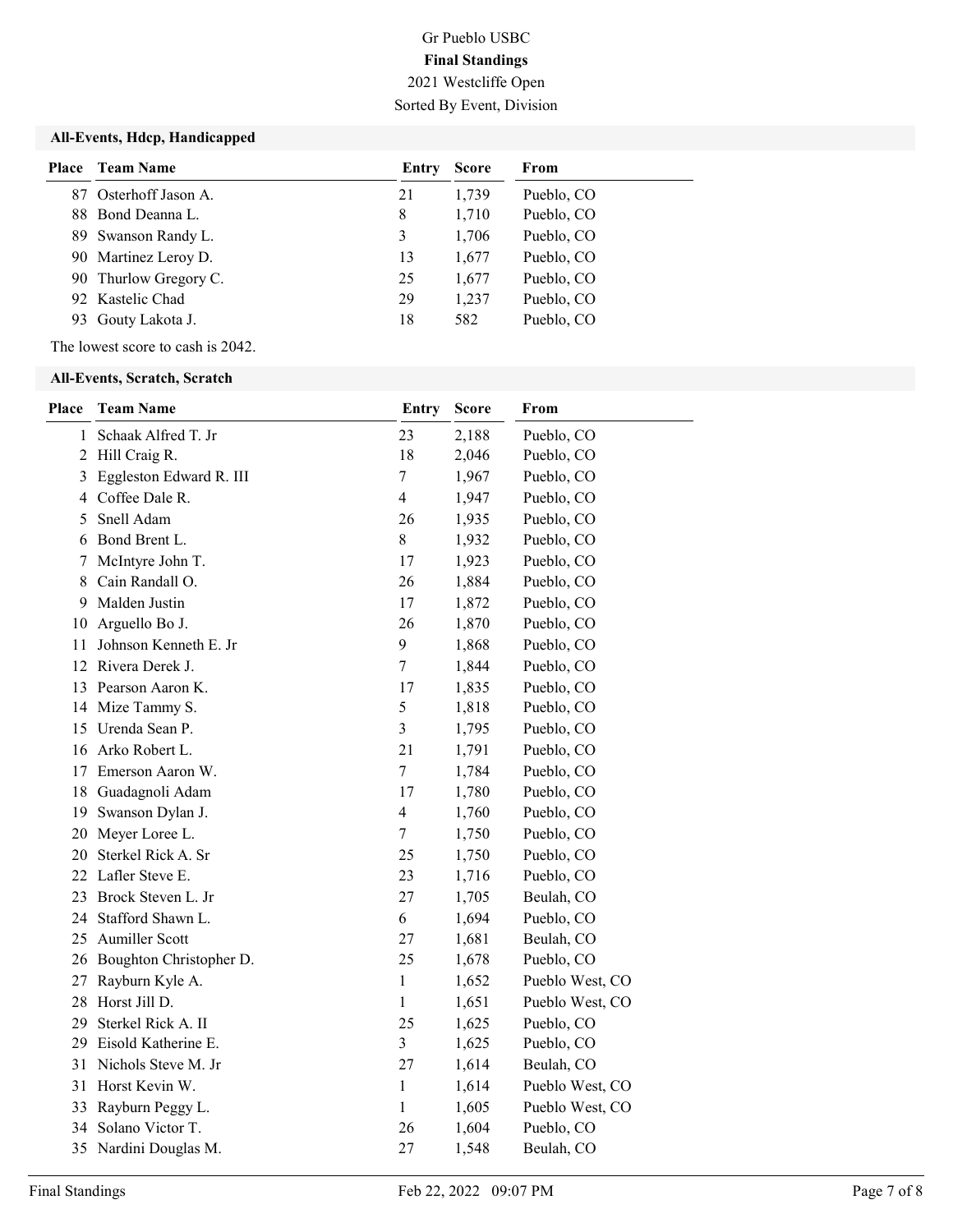Gr Pueblo USBC

**Final Standings**

2021 Westcliffe Open

Sorted By Event, Division

### All-Events, Hdcp, Handicapped

| Place | Team Name | Entry | Score | From |
|---|---|---|---|---|
| 87 | Osterhoff Jason A. | 21 | 1,739 | Pueblo, CO |
| 88 | Bond Deanna L. | 8 | 1,710 | Pueblo, CO |
| 89 | Swanson Randy L. | 3 | 1,706 | Pueblo, CO |
| 90 | Martinez Leroy D. | 13 | 1,677 | Pueblo, CO |
| 90 | Thurlow Gregory C. | 25 | 1,677 | Pueblo, CO |
| 92 | Kastelic Chad | 29 | 1,237 | Pueblo, CO |
| 93 | Gouty Lakota J. | 18 | 582 | Pueblo, CO |

The lowest score to cash is 2042.

### All-Events, Scratch, Scratch

| Place | Team Name | Entry | Score | From |
|---|---|---|---|---|
| 1 | Schaak Alfred T. Jr | 23 | 2,188 | Pueblo, CO |
| 2 | Hill Craig R. | 18 | 2,046 | Pueblo, CO |
| 3 | Eggleston Edward R. III | 7 | 1,967 | Pueblo, CO |
| 4 | Coffee Dale R. | 4 | 1,947 | Pueblo, CO |
| 5 | Snell Adam | 26 | 1,935 | Pueblo, CO |
| 6 | Bond Brent L. | 8 | 1,932 | Pueblo, CO |
| 7 | McIntyre John T. | 17 | 1,923 | Pueblo, CO |
| 8 | Cain Randall O. | 26 | 1,884 | Pueblo, CO |
| 9 | Malden Justin | 17 | 1,872 | Pueblo, CO |
| 10 | Arguello Bo J. | 26 | 1,870 | Pueblo, CO |
| 11 | Johnson Kenneth E. Jr | 9 | 1,868 | Pueblo, CO |
| 12 | Rivera Derek J. | 7 | 1,844 | Pueblo, CO |
| 13 | Pearson Aaron K. | 17 | 1,835 | Pueblo, CO |
| 14 | Mize Tammy S. | 5 | 1,818 | Pueblo, CO |
| 15 | Urenda Sean P. | 3 | 1,795 | Pueblo, CO |
| 16 | Arko Robert L. | 21 | 1,791 | Pueblo, CO |
| 17 | Emerson Aaron W. | 7 | 1,784 | Pueblo, CO |
| 18 | Guadagnoli Adam | 17 | 1,780 | Pueblo, CO |
| 19 | Swanson Dylan J. | 4 | 1,760 | Pueblo, CO |
| 20 | Meyer Loree L. | 7 | 1,750 | Pueblo, CO |
| 20 | Sterkel Rick A. Sr | 25 | 1,750 | Pueblo, CO |
| 22 | Lafler Steve E. | 23 | 1,716 | Pueblo, CO |
| 23 | Brock Steven L. Jr | 27 | 1,705 | Beulah, CO |
| 24 | Stafford Shawn L. | 6 | 1,694 | Pueblo, CO |
| 25 | Aumiller Scott | 27 | 1,681 | Beulah, CO |
| 26 | Boughton Christopher D. | 25 | 1,678 | Pueblo, CO |
| 27 | Rayburn Kyle A. | 1 | 1,652 | Pueblo West, CO |
| 28 | Horst Jill D. | 1 | 1,651 | Pueblo West, CO |
| 29 | Sterkel Rick A. II | 25 | 1,625 | Pueblo, CO |
| 29 | Eisold Katherine E. | 3 | 1,625 | Pueblo, CO |
| 31 | Nichols Steve M. Jr | 27 | 1,614 | Beulah, CO |
| 31 | Horst Kevin W. | 1 | 1,614 | Pueblo West, CO |
| 33 | Rayburn Peggy L. | 1 | 1,605 | Pueblo West, CO |
| 34 | Solano Victor T. | 26 | 1,604 | Pueblo, CO |
| 35 | Nardini Douglas M. | 27 | 1,548 | Beulah, CO |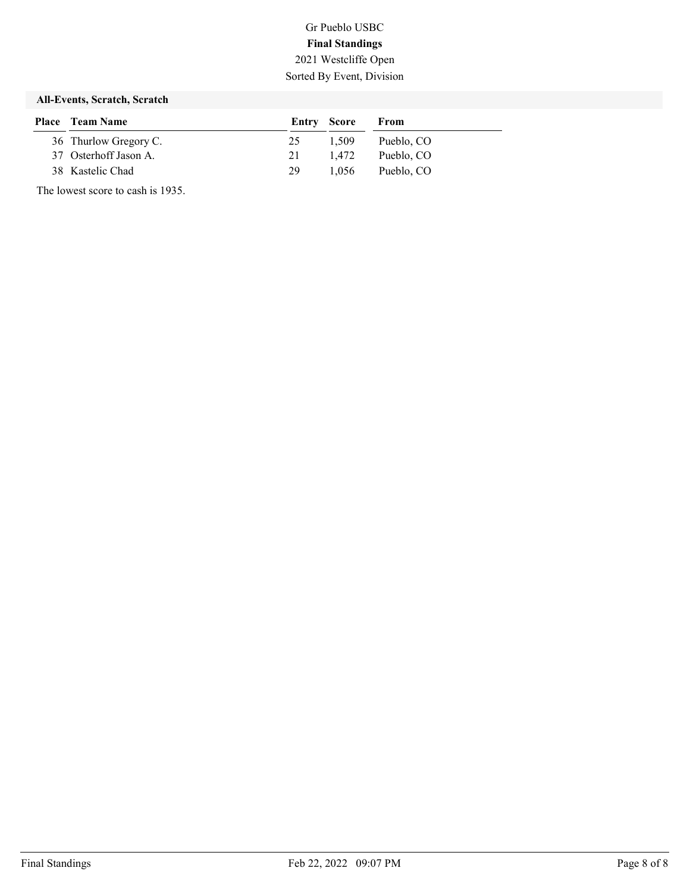Gr Pueblo USBC

**Final Standings**

2021 Westcliffe Open

Sorted By Event, Division

**All-Events, Scratch, Scratch**

| Place | Team Name | Entry | Score | From |
|---|---|---|---|---|
| 36 | Thurlow Gregory C. | 25 | 1,509 | Pueblo, CO |
| 37 | Osterhoff Jason A. | 21 | 1,472 | Pueblo, CO |
| 38 | Kastelic Chad | 29 | 1,056 | Pueblo, CO |

The lowest score to cash is 1935.

Final Standings Feb 22, 2022 09:07 PM